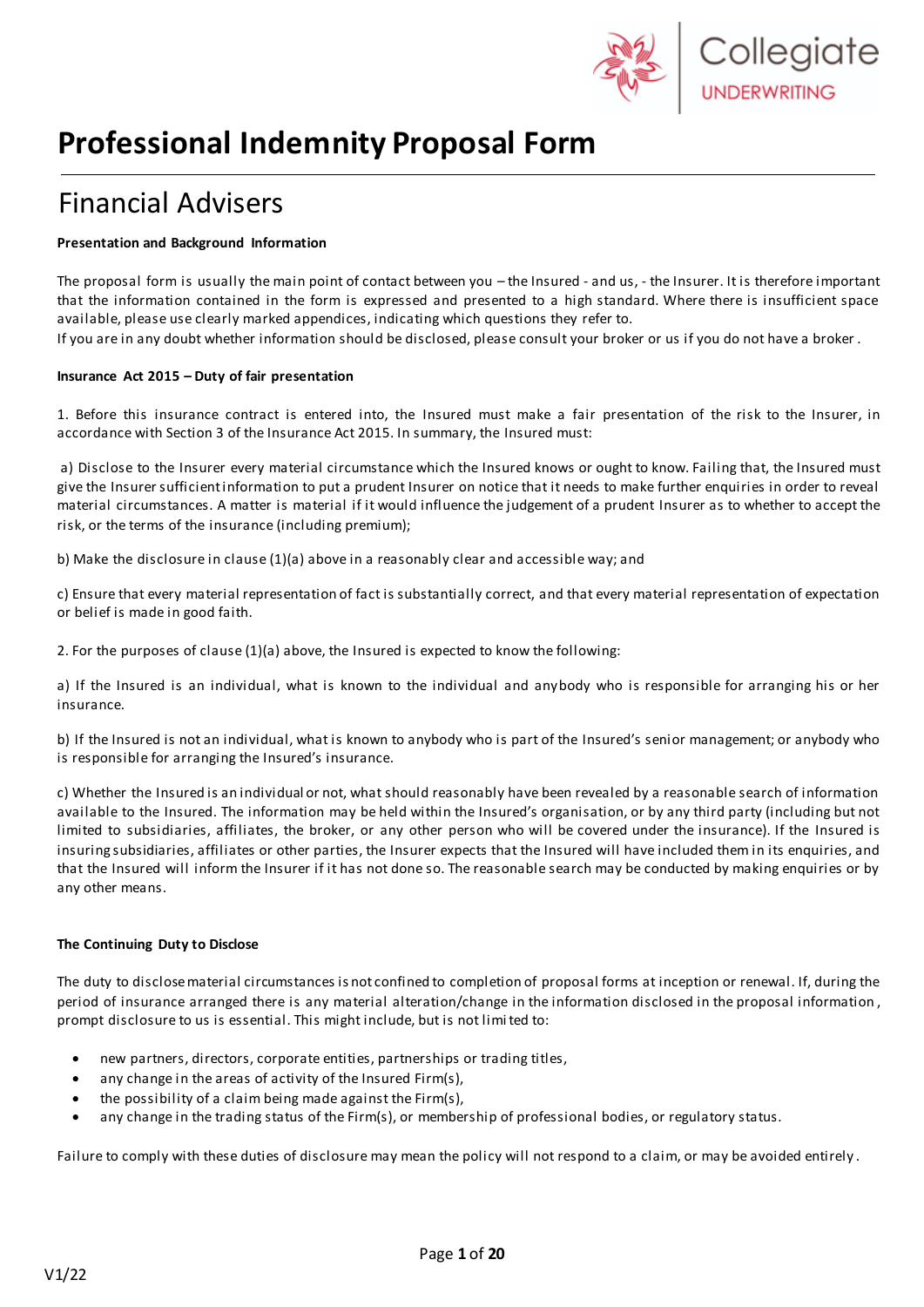Collegiate UNDERWRITING

# Professional Indemnity Proposal Form

## Financial Advisers

**Presentation and Background Information**

The proposal form is usually the main point of contact between you – the Insured - and us, - the Insurer. It is therefore important that the information contained in the form is expressed and presented to a high standard. Where there is insufficient space available, please use clearly marked appendices, indicating which questions they refer to.
If you are in any doubt whether information should be disclosed, please consult your broker or us if you do not have a broker.

**Insurance Act 2015 – Duty of fair presentation**

1. Before this insurance contract is entered into, the Insured must make a fair presentation of the risk to the Insurer, in accordance with Section 3 of the Insurance Act 2015. In summary, the Insured must:

a) Disclose to the Insurer every material circumstance which the Insured knows or ought to know. Failing that, the Insured must give the Insurer sufficient information to put a prudent Insurer on notice that it needs to make further enquiries in order to reveal material circumstances. A matter is material if it would influence the judgement of a prudent Insurer as to whether to accept the risk, or the terms of the insurance (including premium);

b) Make the disclosure in clause (1)(a) above in a reasonably clear and accessible way; and

c) Ensure that every material representation of fact is substantially correct, and that every material representation of expectation or belief is made in good faith.

2. For the purposes of clause (1)(a) above, the Insured is expected to know the following:

a) If the Insured is an individual, what is known to the individual and anybody who is responsible for arranging his or her insurance.

b) If the Insured is not an individual, what is known to anybody who is part of the Insured's senior management; or anybody who is responsible for arranging the Insured's insurance.

c) Whether the Insured is an individual or not, what should reasonably have been revealed by a reasonable search of information available to the Insured. The information may be held within the Insured's organisation, or by any third party (including but not limited to subsidiaries, affiliates, the broker, or any other person who will be covered under the insurance). If the Insured is insuring subsidiaries, affiliates or other parties, the Insurer expects that the Insured will have included them in its enquiries, and that the Insured will inform the Insurer if it has not done so. The reasonable search may be conducted by making enquiries or by any other means.

**The Continuing Duty to Disclose**

The duty to disclose material circumstances is not confined to completion of proposal forms at inception or renewal. If, during the period of insurance arranged there is any material alteration/change in the information disclosed in the proposal information, prompt disclosure to us is essential. This might include, but is not limited to:

- new partners, directors, corporate entities, partnerships or trading titles,
- any change in the areas of activity of the Insured Firm(s),
- the possibility of a claim being made against the Firm(s),
- any change in the trading status of the Firm(s), or membership of professional bodies, or regulatory status.

Failure to comply with these duties of disclosure may mean the policy will not respond to a claim, or may be avoided entirely.

V1/22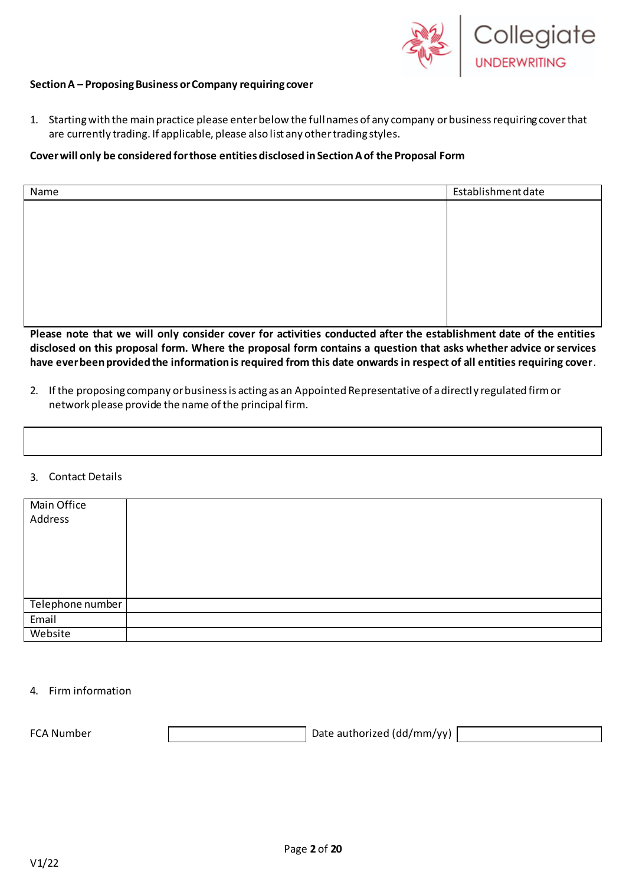**Section A – Proposing Business or Company requiring cover**

1. Starting with the main practice please enter below the full names of any company or business requiring cover that are currently trading. If applicable, please also list any other trading styles.

**Cover will only be considered for those entities disclosed in Section A of the Proposal Form**

| Name | Establishment date |
|---|---|
| | |

**Please note that we will only consider cover for activities conducted after the establishment date of the entities disclosed on this proposal form. Where the proposal form contains a question that asks whether advice or services have ever been provided the information is required from this date onwards in respect of all entities requiring cover**.

2. If the proposing company or business is acting as an Appointed Representative of a directly regulated firm or network please provide the name of the principal firm.

| |
|---|
| |

3. Contact Details

| | |
|---|---|
| Main Office Address | |
| Telephone number | |
| Email | |
| Website | |

4. Firm information

| FCA Number | | Date authorized (dd/mm/yy) | |
|---|---|---|---|

V1/22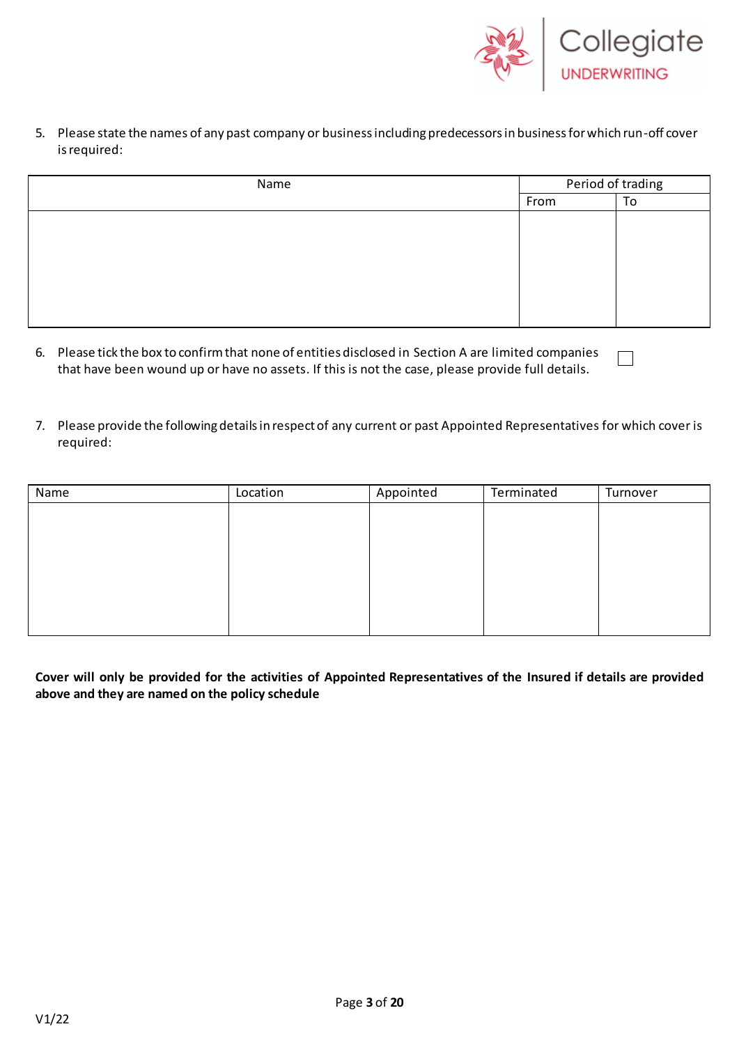5. Please state the names of any past company or business including predecessors in business for which run-off cover is required:

| Name | Period of trading | |
|---|---|---|
| | From | To |
| | | |

6. Please tick the box to confirm that none of entities disclosed in Section A are limited companies that have been wound up or have no assets. If this is not the case, please provide full details. ☐

7. Please provide the following details in respect of any current or past Appointed Representatives for which cover is required:

| Name | Location | Appointed | Terminated | Turnover |
|---|---|---|---|---|
| | | | | |

**Cover will only be provided for the activities of Appointed Representatives of the Insured if details are provided above and they are named on the policy schedule**

V1/22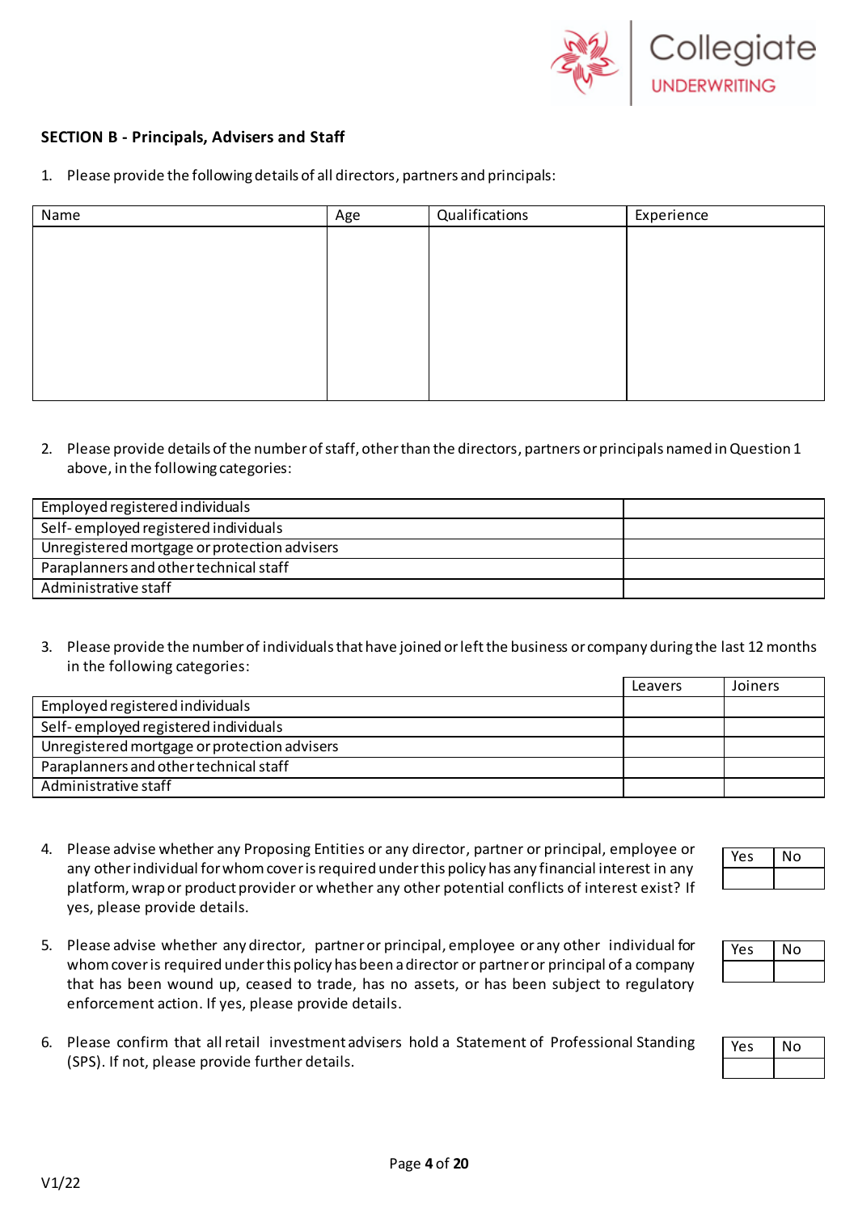**SECTION B - Principals, Advisers and Staff**

1. Please provide the following details of all directors, partners and principals:

| Name | Age | Qualifications | Experience |
| --- | --- | --- | --- |
| | | | |

2. Please provide details of the number of staff, other than the directors, partners or principals named in Question 1 above, in the following categories:

| | |
| --- | --- |
| Employed registered individuals | |
| Self- employed registered individuals | |
| Unregistered mortgage or protection advisers | |
| Paraplanners and other technical staff | |
| Administrative staff | |

3. Please provide the number of individuals that have joined or left the business or company during the last 12 months in the following categories:

| | Leavers | Joiners |
| --- | --- | --- |
| Employed registered individuals | | |
| Self- employed registered individuals | | |
| Unregistered mortgage or protection advisers | | |
| Paraplanners and other technical staff | | |
| Administrative staff | | |

4. Please advise whether any Proposing Entities or any director, partner or principal, employee or any other individual for whom cover is required under this policy has any financial interest in any platform, wrap or product provider or whether any other potential conflicts of interest exist? If yes, please provide details.

| Yes | No |
| --- | --- |
| | |

5. Please advise whether any director, partner or principal, employee or any other individual for whom cover is required under this policy has been a director or partner or principal of a company that has been wound up, ceased to trade, has no assets, or has been subject to regulatory enforcement action. If yes, please provide details.

| Yes | No |
| --- | --- |
| | |

6. Please confirm that all retail investment advisers hold a Statement of Professional Standing (SPS). If not, please provide further details.

| Yes | No |
| --- | --- |
| | |

V1/22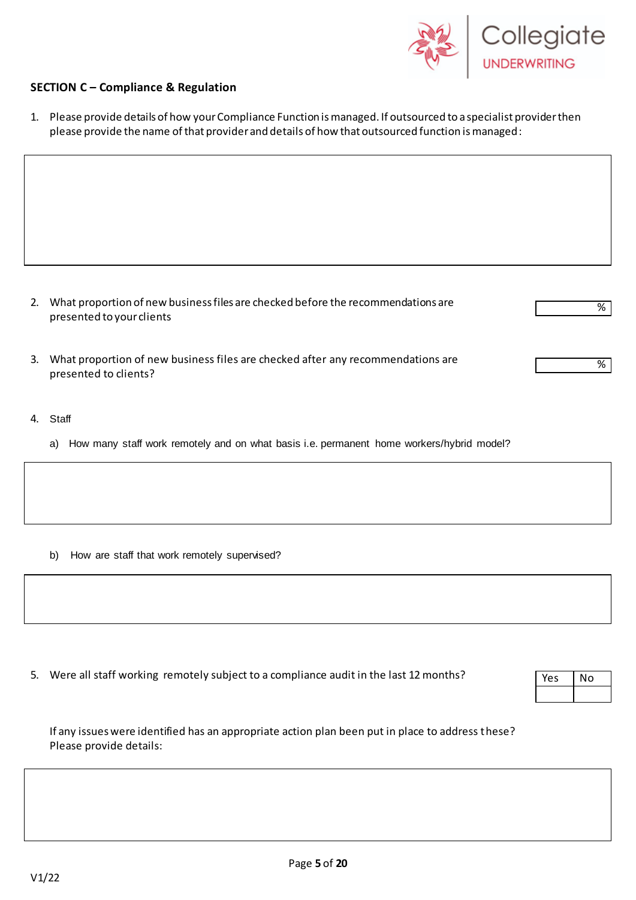## SECTION C – Compliance & Regulation

1. Please provide details of how your Compliance Function is managed. If outsourced to a specialist provider then please provide the name of that provider and details of how that outsourced function is managed:

| |
|---|
| |

2. What proportion of new business files are checked before the recommendations are presented to your clients

| % |
|---|

3. What proportion of new business files are checked after any recommendations are presented to clients?

| % |
|---|

4. Staff

   a) How many staff work remotely and on what basis i.e. permanent home workers/hybrid model?

| |
|---|
| |

   b) How are staff that work remotely supervised?

| |
|---|
| |

5. Were all staff working remotely subject to a compliance audit in the last 12 months?

| Yes | No |
|---|---|
| | |

If any issues were identified has an appropriate action plan been put in place to address these? Please provide details:

| |
|---|
| |

V1/22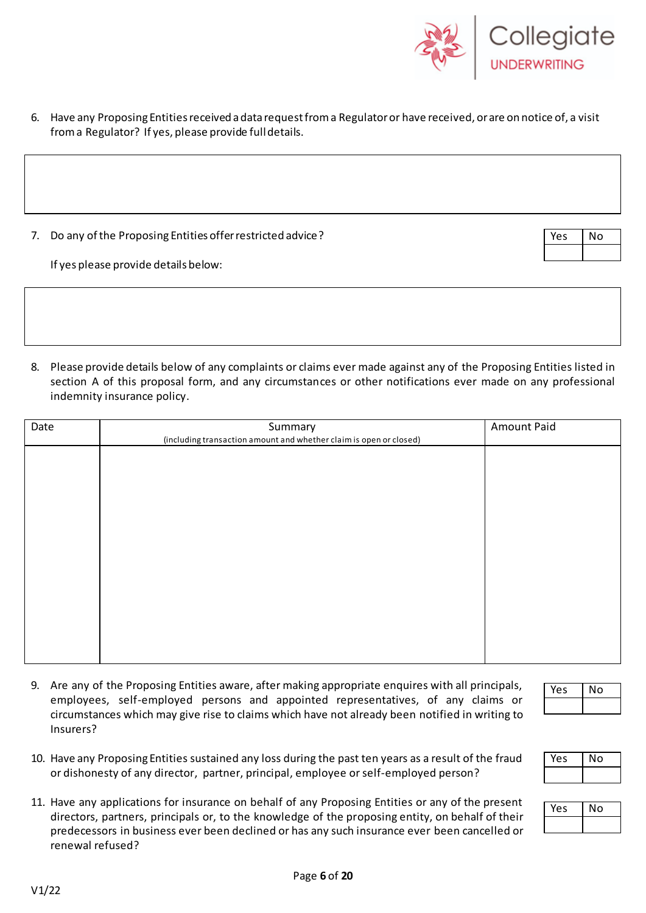6. Have any Proposing Entities received a data request from a Regulator or have received, or are on notice of, a visit from a Regulator? If yes, please provide full details.

| |
|---|
| |

7. Do any of the Proposing Entities offer restricted advice?

| Yes | No |
|---|---|
| | |

If yes please provide details below:

| |
|---|
| |

8. Please provide details below of any complaints or claims ever made against any of the Proposing Entities listed in section A of this proposal form, and any circumstances or other notifications ever made on any professional indemnity insurance policy.

| Date | Summary (including transaction amount and whether claim is open or closed) | Amount Paid |
|---|---|---|
| | | |

9. Are any of the Proposing Entities aware, after making appropriate enquires with all principals, employees, self-employed persons and appointed representatives, of any claims or circumstances which may give rise to claims which have not already been notified in writing to Insurers?

| Yes | No |
|---|---|
| | |

10. Have any Proposing Entities sustained any loss during the past ten years as a result of the fraud or dishonesty of any director, partner, principal, employee or self-employed person?

| Yes | No |
|---|---|
| | |

11. Have any applications for insurance on behalf of any Proposing Entities or any of the present directors, partners, principals or, to the knowledge of the proposing entity, on behalf of their predecessors in business ever been declined or has any such insurance ever been cancelled or renewal refused?

| Yes | No |
|---|---|
| | |

V1/22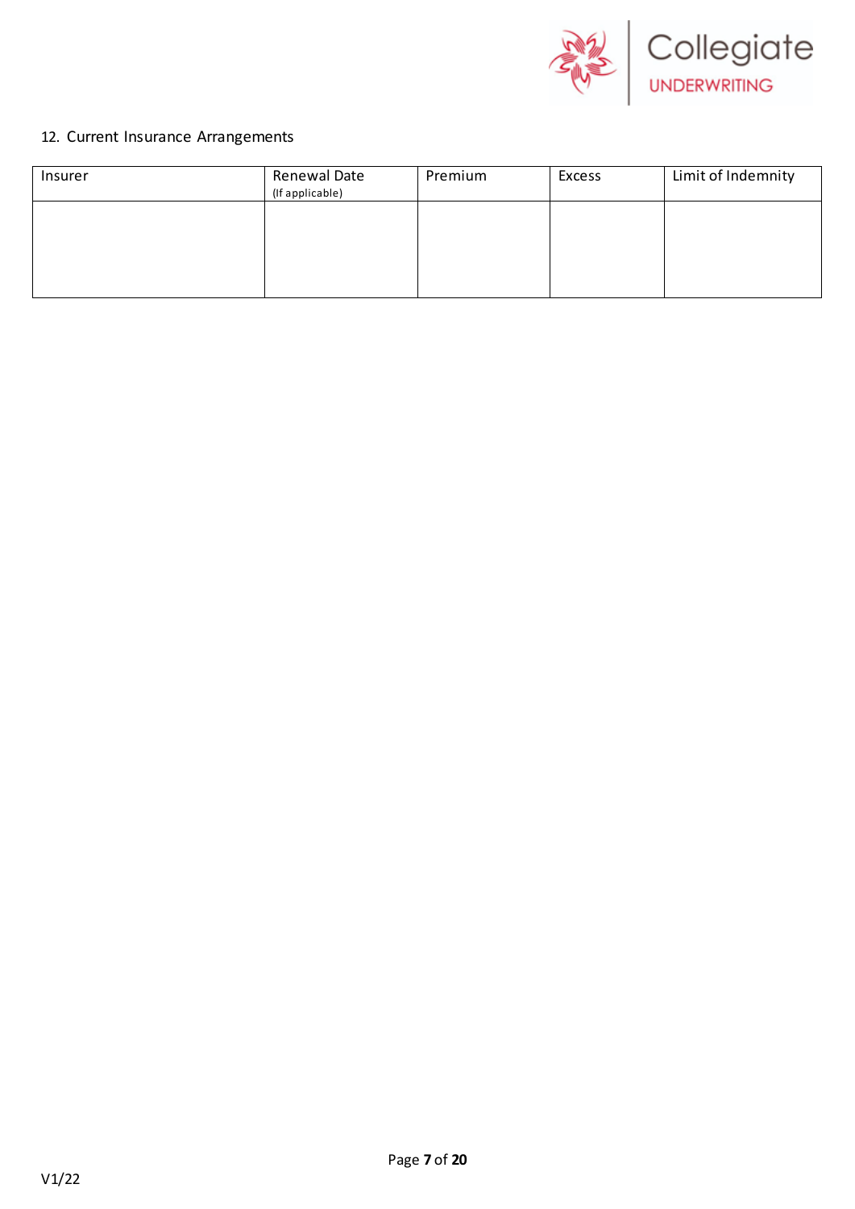12. Current Insurance Arrangements

| Insurer | Renewal Date (If applicable) | Premium | Excess | Limit of Indemnity |
|---|---|---|---|---|
| | | | | |

V1/22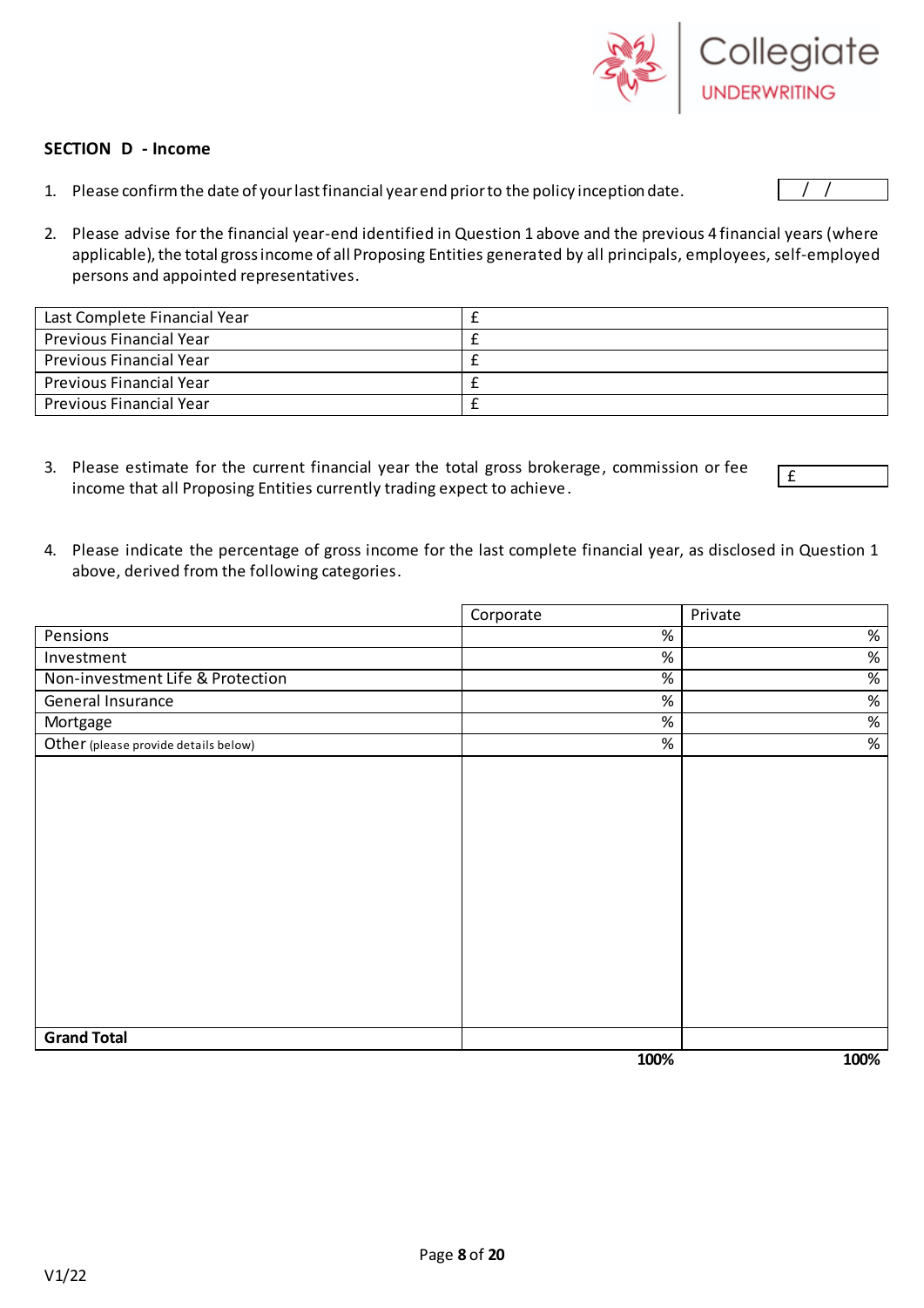**SECTION D - Income**

1. Please confirm the date of your last financial year end prior to the policy inception date. &nbsp; / /

2. Please advise for the financial year-end identified in Question 1 above and the previous 4 financial years (where applicable), the total gross income of all Proposing Entities generated by all principals, employees, self-employed persons and appointed representatives.

| | |
|---|---|
| Last Complete Financial Year | £ |
| Previous Financial Year | £ |
| Previous Financial Year | £ |
| Previous Financial Year | £ |
| Previous Financial Year | £ |

3. Please estimate for the current financial year the total gross brokerage, commission or fee income that all Proposing Entities currently trading expect to achieve. &nbsp; £

4. Please indicate the percentage of gross income for the last complete financial year, as disclosed in Question 1 above, derived from the following categories.

| | Corporate | Private |
|---|---|---|
| Pensions | % | % |
| Investment | % | % |
| Non-investment Life & Protection | % | % |
| General Insurance | % | % |
| Mortgage | % | % |
| Other (please provide details below) | % | % |
| | | |
| **Grand Total** | | |
| | **100%** | **100%** |

V1/22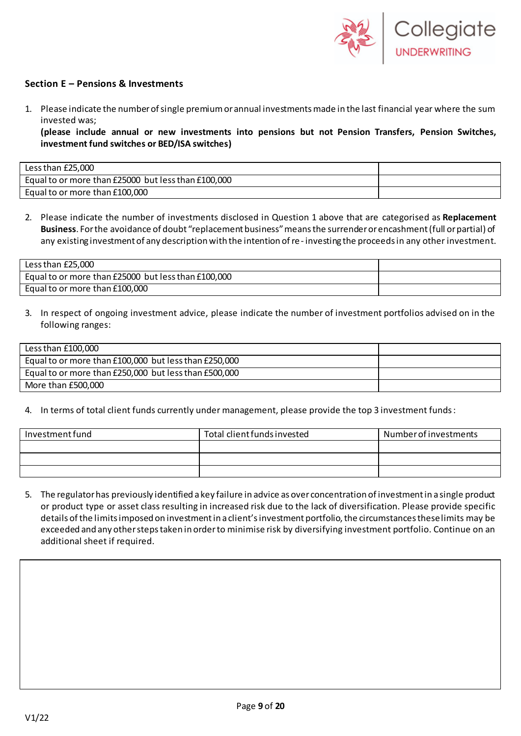## Section E – Pensions & Investments

1. Please indicate the number of single premium or annual investments made in the last financial year where the sum invested was;
   **(please include annual or new investments into pensions but not Pension Transfers, Pension Switches, investment fund switches or BED/ISA switches)**

| | |
|---|---|
| Less than £25,000 | |
| Equal to or more than £25000 but less than £100,000 | |
| Equal to or more than £100,000 | |

2. Please indicate the number of investments disclosed in Question 1 above that are categorised as **Replacement Business**. For the avoidance of doubt "replacement business" means the surrender or encashment (full or partial) of any existing investment of any description with the intention of re-investing the proceeds in any other investment.

| | |
|---|---|
| Less than £25,000 | |
| Equal to or more than £25000 but less than £100,000 | |
| Equal to or more than £100,000 | |

3. In respect of ongoing investment advice, please indicate the number of investment portfolios advised on in the following ranges:

| | |
|---|---|
| Less than £100,000 | |
| Equal to or more than £100,000 but less than £250,000 | |
| Equal to or more than £250,000 but less than £500,000 | |
| More than £500,000 | |

4. In terms of total client funds currently under management, please provide the top 3 investment funds:

| Investment fund | Total client funds invested | Number of investments |
|---|---|---|
| | | |
| | | |
| | | |

5. The regulator has previously identified a key failure in advice as over concentration of investment in a single product or product type or asset class resulting in increased risk due to the lack of diversification. Please provide specific details of the limits imposed on investment in a client's investment portfolio, the circumstances these limits may be exceeded and any other steps taken in order to minimise risk by diversifying investment portfolio. Continue on an additional sheet if required.

| |
|---|
| |

V1/22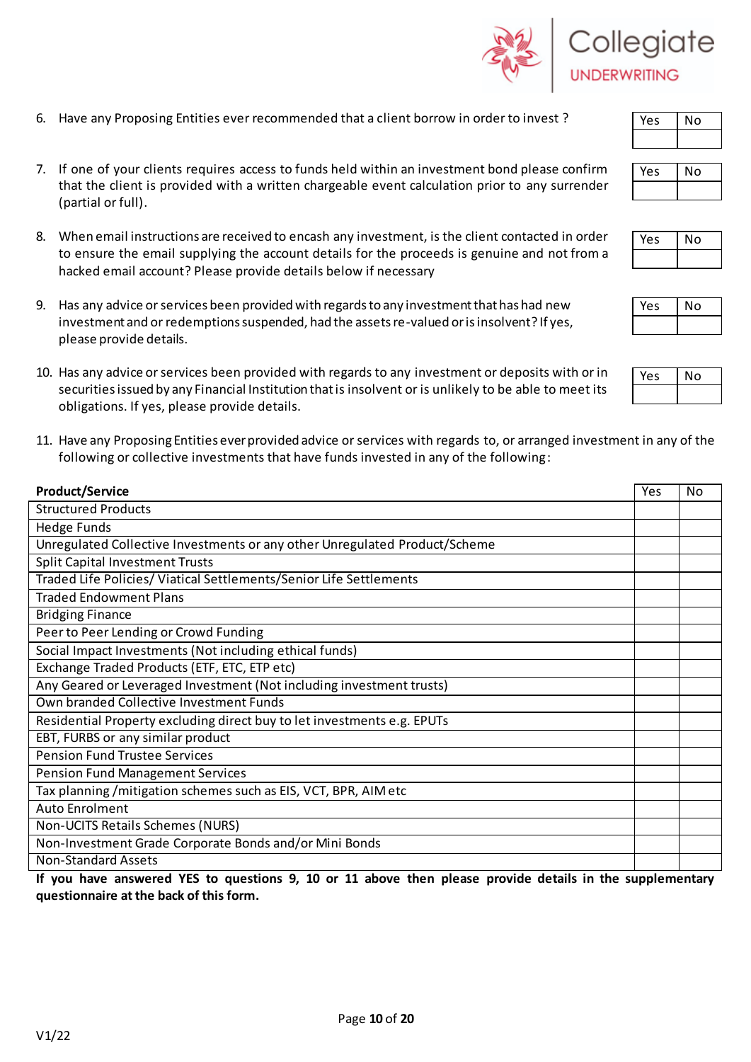6. Have any Proposing Entities ever recommended that a client borrow in order to invest ?

| Yes | No |
|---|---|
| | |

7. If one of your clients requires access to funds held within an investment bond please confirm that the client is provided with a written chargeable event calculation prior to any surrender (partial or full).

| Yes | No |
|---|---|
| | |

8. When email instructions are received to encash any investment, is the client contacted in order to ensure the email supplying the account details for the proceeds is genuine and not from a hacked email account? Please provide details below if necessary

| Yes | No |
|---|---|
| | |

9. Has any advice or services been provided with regards to any investment that has had new investment and or redemptions suspended, had the assets re-valued or is insolvent? If yes, please provide details.

| Yes | No |
|---|---|
| | |

10. Has any advice or services been provided with regards to any investment or deposits with or in securities issued by any Financial Institution that is insolvent or is unlikely to be able to meet its obligations. If yes, please provide details.

| Yes | No |
|---|---|
| | |

11. Have any Proposing Entities ever provided advice or services with regards to, or arranged investment in any of the following or collective investments that have funds invested in any of the following:

| Product/Service | Yes | No |
|---|---|---|
| Structured Products | | |
| Hedge Funds | | |
| Unregulated Collective Investments or any other Unregulated Product/Scheme | | |
| Split Capital Investment Trusts | | |
| Traded Life Policies/ Viatical Settlements/Senior Life Settlements | | |
| Traded Endowment Plans | | |
| Bridging Finance | | |
| Peer to Peer Lending or Crowd Funding | | |
| Social Impact Investments (Not including ethical funds) | | |
| Exchange Traded Products (ETF, ETC, ETP etc) | | |
| Any Geared or Leveraged Investment (Not including investment trusts) | | |
| Own branded Collective Investment Funds | | |
| Residential Property excluding direct buy to let investments e.g. EPUTs | | |
| EBT, FURBS or any similar product | | |
| Pension Fund Trustee Services | | |
| Pension Fund Management Services | | |
| Tax planning /mitigation schemes such as EIS, VCT, BPR, AIM etc | | |
| Auto Enrolment | | |
| Non-UCITS Retails Schemes (NURS) | | |
| Non-Investment Grade Corporate Bonds and/or Mini Bonds | | |
| Non-Standard Assets | | |

**If you have answered YES to questions 9, 10 or 11 above then please provide details in the supplementary questionnaire at the back of this form.**

V1/22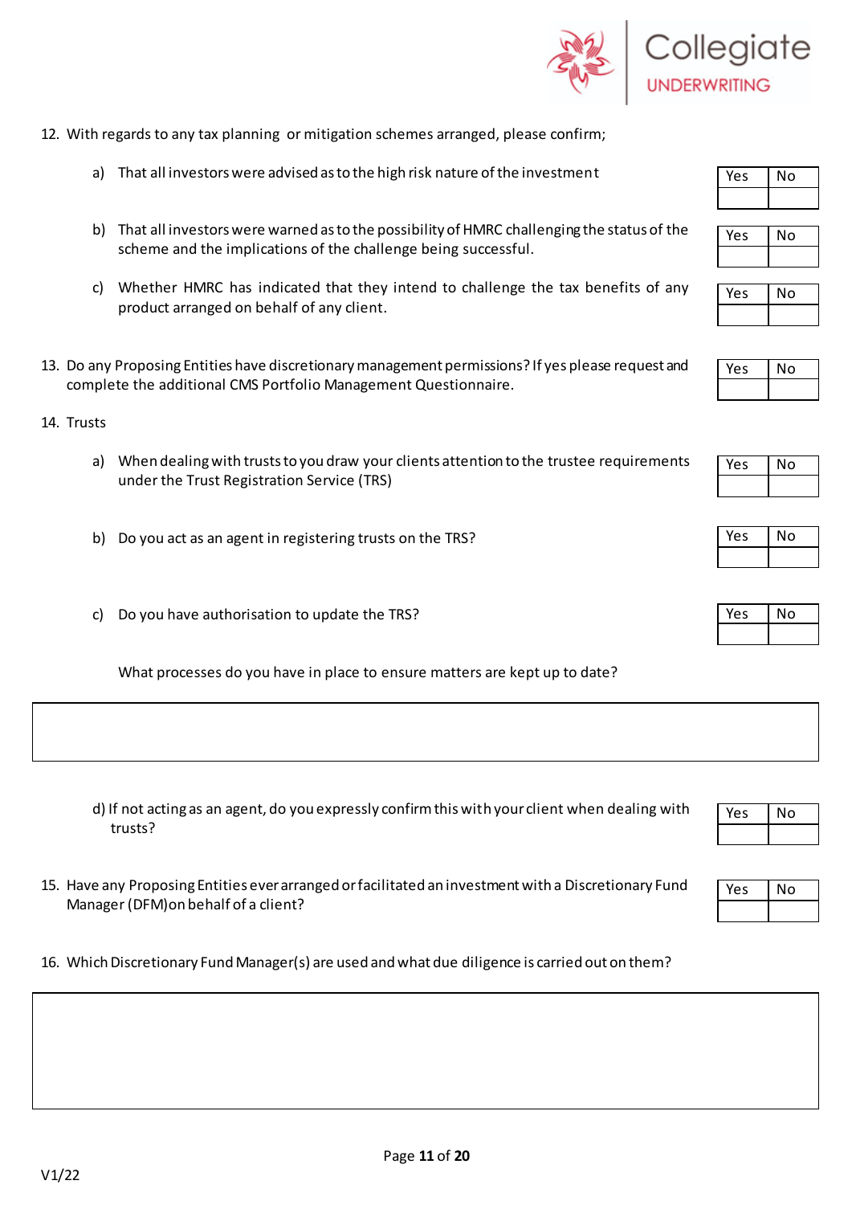12. With regards to any tax planning or mitigation schemes arranged, please confirm;

    a) That all investors were advised as to the high risk nature of the investment

    | Yes | No |
    |---|---|
    | | |

    b) That all investors were warned as to the possibility of HMRC challenging the status of the scheme and the implications of the challenge being successful.

    | Yes | No |
    |---|---|
    | | |

    c) Whether HMRC has indicated that they intend to challenge the tax benefits of any product arranged on behalf of any client.

    | Yes | No |
    |---|---|
    | | |

13. Do any Proposing Entities have discretionary management permissions? If yes please request and complete the additional CMS Portfolio Management Questionnaire.

    | Yes | No |
    |---|---|
    | | |

14. Trusts

    a) When dealing with trusts to you draw your clients attention to the trustee requirements under the Trust Registration Service (TRS)

    | Yes | No |
    |---|---|
    | | |

    b) Do you act as an agent in registering trusts on the TRS?

    | Yes | No |
    |---|---|
    | | |

    c) Do you have authorisation to update the TRS?

    | Yes | No |
    |---|---|
    | | |

    What processes do you have in place to ensure matters are kept up to date?

    | |
    |---|
    | |

    d) If not acting as an agent, do you expressly confirm this with your client when dealing with trusts?

    | Yes | No |
    |---|---|
    | | |

15. Have any Proposing Entities ever arranged or facilitated an investment with a Discretionary Fund Manager (DFM) on behalf of a client?

    | Yes | No |
    |---|---|
    | | |

16. Which Discretionary Fund Manager(s) are used and what due diligence is carried out on them?

    | |
    |---|
    | |

V1/22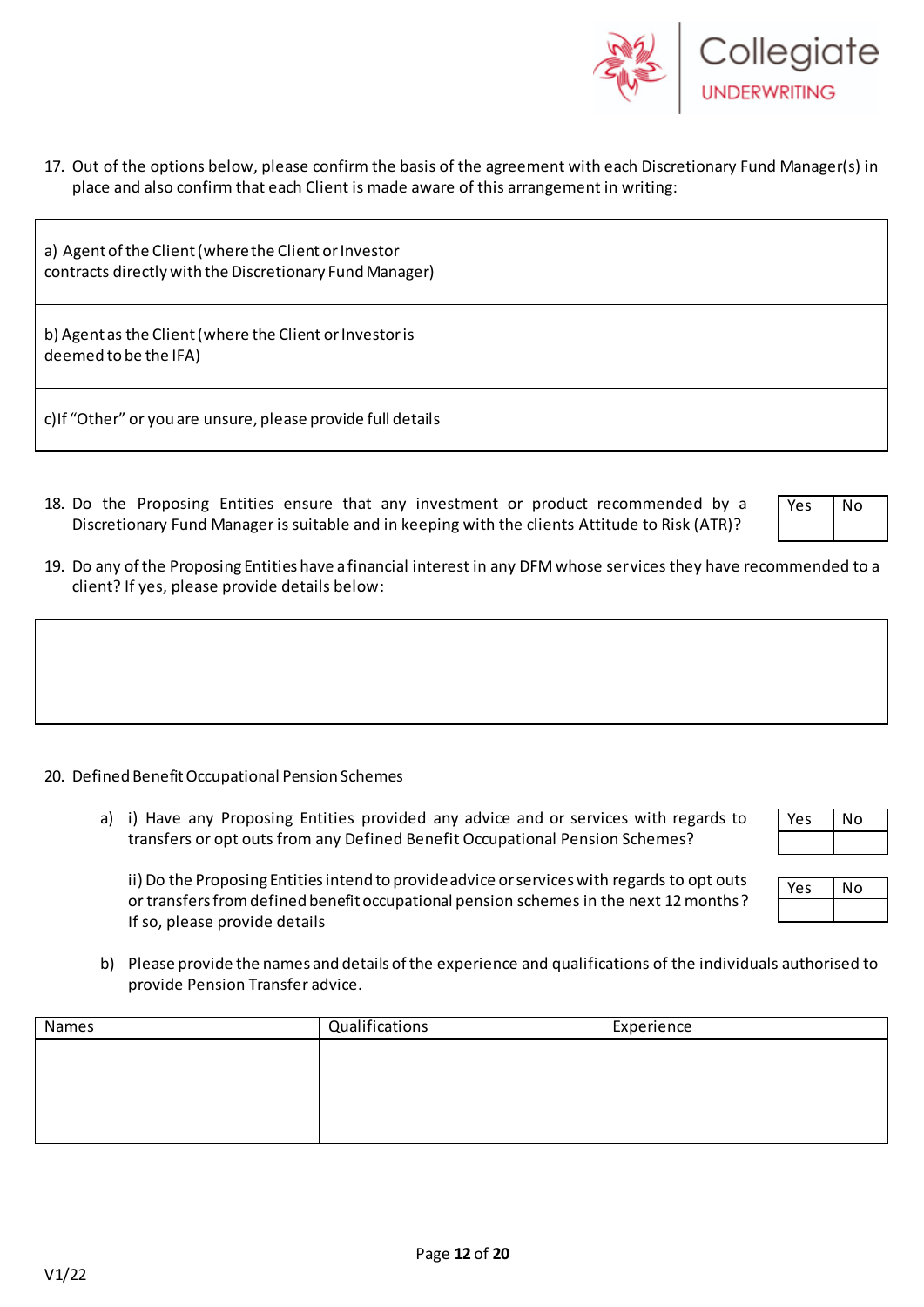17. Out of the options below, please confirm the basis of the agreement with each Discretionary Fund Manager(s) in place and also confirm that each Client is made aware of this arrangement in writing:

| | |
|---|---|
| a) Agent of the Client (where the Client or Investor contracts directly with the Discretionary Fund Manager) | |
| b) Agent as the Client (where the Client or Investor is deemed to be the IFA) | |
| c)If "Other" or you are unsure, please provide full details | |

18. Do the Proposing Entities ensure that any investment or product recommended by a Discretionary Fund Manager is suitable and in keeping with the clients Attitude to Risk (ATR)?

| Yes | No |
|---|---|
| | |

19. Do any of the Proposing Entities have a financial interest in any DFM whose services they have recommended to a client? If yes, please provide details below:

| |
|---|
| |

20. Defined Benefit Occupational Pension Schemes

a) i) Have any Proposing Entities provided any advice and or services with regards to transfers or opt outs from any Defined Benefit Occupational Pension Schemes?

| Yes | No |
|---|---|
| | |

ii) Do the Proposing Entities intend to provide advice or services with regards to opt outs or transfers from defined benefit occupational pension schemes in the next 12 months? If so, please provide details

| Yes | No |
|---|---|
| | |

b) Please provide the names and details of the experience and qualifications of the individuals authorised to provide Pension Transfer advice.

| Names | Qualifications | Experience |
|---|---|---|
| | | |

V1/22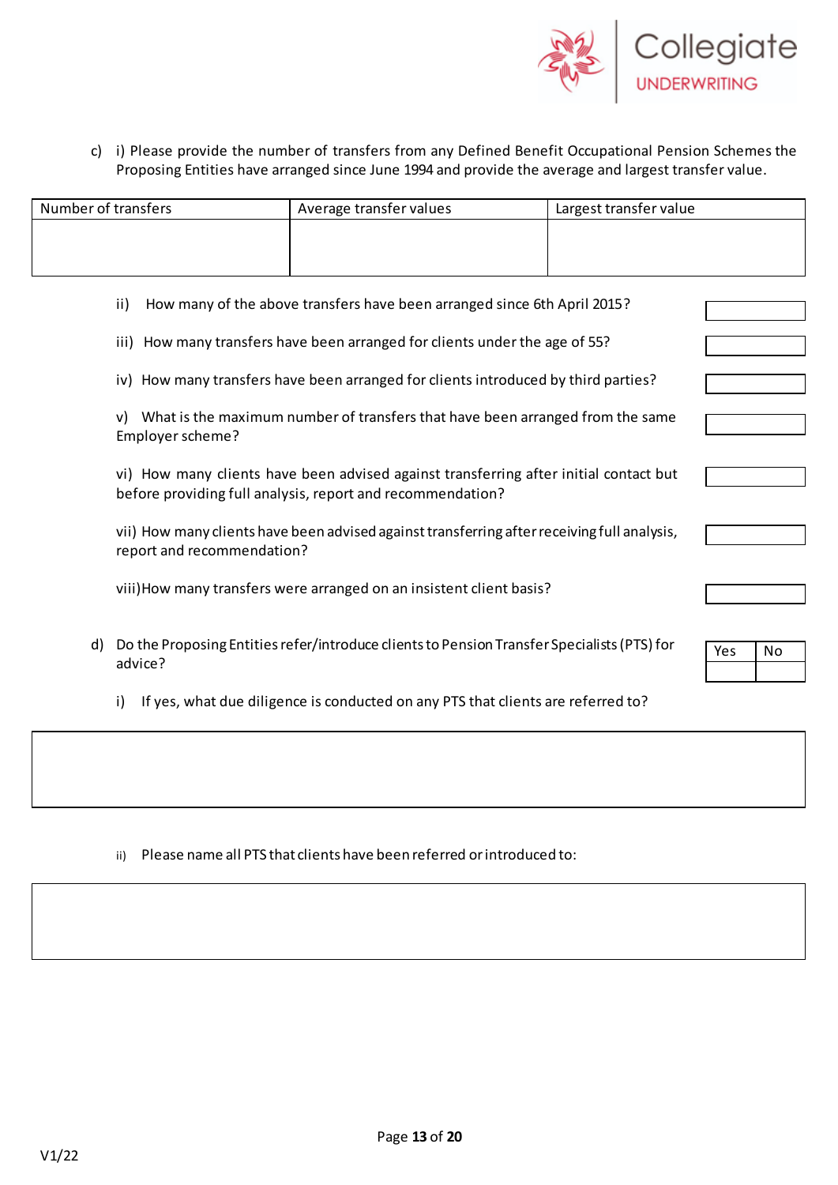c) i) Please provide the number of transfers from any Defined Benefit Occupational Pension Schemes the Proposing Entities have arranged since June 1994 and provide the average and largest transfer value.

| Number of transfers | Average transfer values | Largest transfer value |
|---|---|---|
| | | |

ii) How many of the above transfers have been arranged since 6th April 2015?

iii) How many transfers have been arranged for clients under the age of 55?

iv) How many transfers have been arranged for clients introduced by third parties?

v) What is the maximum number of transfers that have been arranged from the same Employer scheme?

vi) How many clients have been advised against transferring after initial contact but before providing full analysis, report and recommendation?

vii) How many clients have been advised against transferring after receiving full analysis, report and recommendation?

viii) How many transfers were arranged on an insistent client basis?

d) Do the Proposing Entities refer/introduce clients to Pension Transfer Specialists (PTS) for advice?

| Yes | No |
|---|---|
| | |

i) If yes, what due diligence is conducted on any PTS that clients are referred to?

ii) Please name all PTS that clients have been referred or introduced to:

V1/22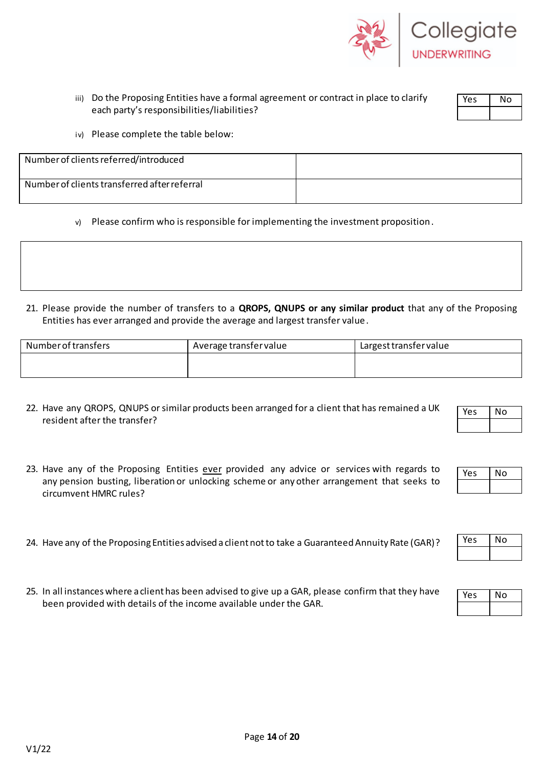iii) Do the Proposing Entities have a formal agreement or contract in place to clarify each party's responsibilities/liabilities?

| Yes | No |
|---|---|
| | |

iv) Please complete the table below:

| Number of clients referred/introduced | |
|---|---|
| Number of clients transferred after referral | |

v) Please confirm who is responsible for implementing the investment proposition.

| |
|---|
| |

21. Please provide the number of transfers to a **QROPS, QNUPS or any similar product** that any of the Proposing Entities has ever arranged and provide the average and largest transfer value.

| Number of transfers | Average transfer value | Largest transfer value |
|---|---|---|
| | | |

22. Have any QROPS, QNUPS or similar products been arranged for a client that has remained a UK resident after the transfer?

| Yes | No |
|---|---|
| | |

23. Have any of the Proposing Entities ever provided any advice or services with regards to any pension busting, liberation or unlocking scheme or any other arrangement that seeks to circumvent HMRC rules?

| Yes | No |
|---|---|
| | |

24. Have any of the Proposing Entities advised a client not to take a Guaranteed Annuity Rate (GAR)?

| Yes | No |
|---|---|
| | |

25. In all instances where a client has been advised to give up a GAR, please confirm that they have been provided with details of the income available under the GAR.

| Yes | No |
|---|---|
| | |

V1/22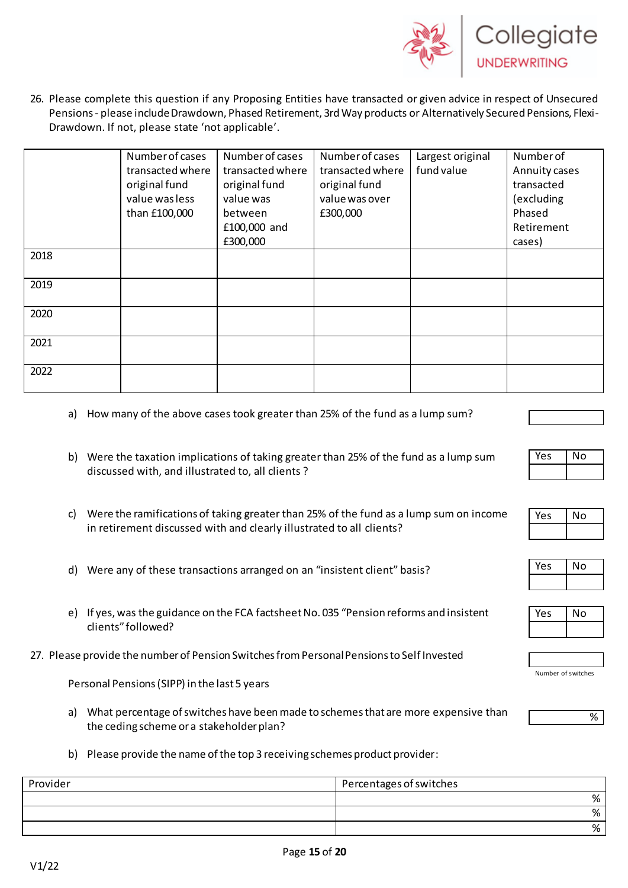26. Please complete this question if any Proposing Entities have transacted or given advice in respect of Unsecured Pensions - please include Drawdown, Phased Retirement, 3rd Way products or Alternatively Secured Pensions, Flexi-Drawdown. If not, please state 'not applicable'.

| | Number of cases transacted where original fund value was less than £100,000 | Number of cases transacted where original fund value was between £100,000 and £300,000 | Number of cases transacted where original fund value was over £300,000 | Largest original fund value | Number of Annuity cases transacted (excluding Phased Retirement cases) |
|---|---|---|---|---|---|
| 2018 | | | | | |
| 2019 | | | | | |
| 2020 | | | | | |
| 2021 | | | | | |
| 2022 | | | | | |

a) How many of the above cases took greater than 25% of the fund as a lump sum?

b) Were the taxation implications of taking greater than 25% of the fund as a lump sum discussed with, and illustrated to, all clients ?

| Yes | No |
|---|---|
| | |

c) Were the ramifications of taking greater than 25% of the fund as a lump sum on income in retirement discussed with and clearly illustrated to all clients?

| Yes | No |
|---|---|
| | |

d) Were any of these transactions arranged on an "insistent client" basis?

| Yes | No |
|---|---|
| | |

e) If yes, was the guidance on the FCA factsheet No. 035 "Pension reforms and insistent clients" followed?

| Yes | No |
|---|---|
| | |

27. Please provide the number of Pension Switches from Personal Pensions to Self Invested Personal Pensions (SIPP) in the last 5 years

Number of switches

a) What percentage of switches have been made to schemes that are more expensive than the ceding scheme or a stakeholder plan? %

b) Please provide the name of the top 3 receiving schemes product provider:

| Provider | Percentages of switches |
|---|---|
| | % |
| | % |
| | % |

V1/22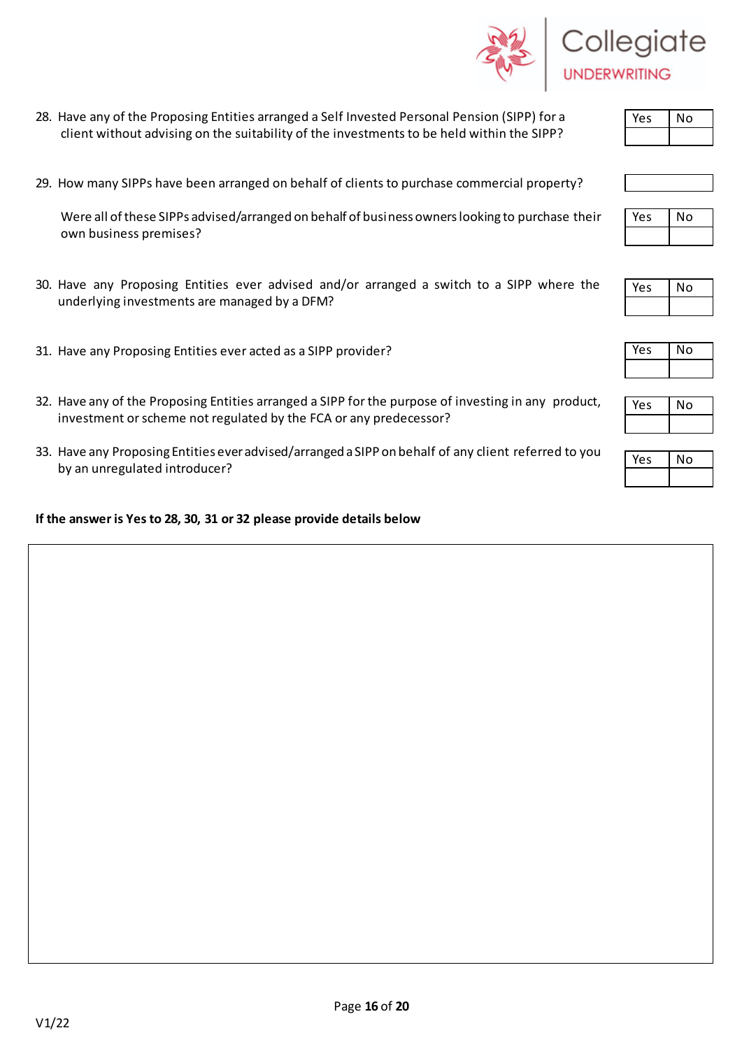28. Have any of the Proposing Entities arranged a Self Invested Personal Pension (SIPP) for a client without advising on the suitability of the investments to be held within the SIPP?

| Yes | No |
|---|---|
| | |

29. How many SIPPs have been arranged on behalf of clients to purchase commercial property?

| |
|---|

Were all of these SIPPs advised/arranged on behalf of business owners looking to purchase their own business premises?

| Yes | No |
|---|---|
| | |

30. Have any Proposing Entities ever advised and/or arranged a switch to a SIPP where the underlying investments are managed by a DFM?

| Yes | No |
|---|---|
| | |

31. Have any Proposing Entities ever acted as a SIPP provider?

| Yes | No |
|---|---|
| | |

32. Have any of the Proposing Entities arranged a SIPP for the purpose of investing in any product, investment or scheme not regulated by the FCA or any predecessor?

| Yes | No |
|---|---|
| | |

33. Have any Proposing Entities ever advised/arranged a SIPP on behalf of any client referred to you by an unregulated introducer?

| Yes | No |
|---|---|
| | |

**If the answer is Yes to 28, 30, 31 or 32 please provide details below**

V1/22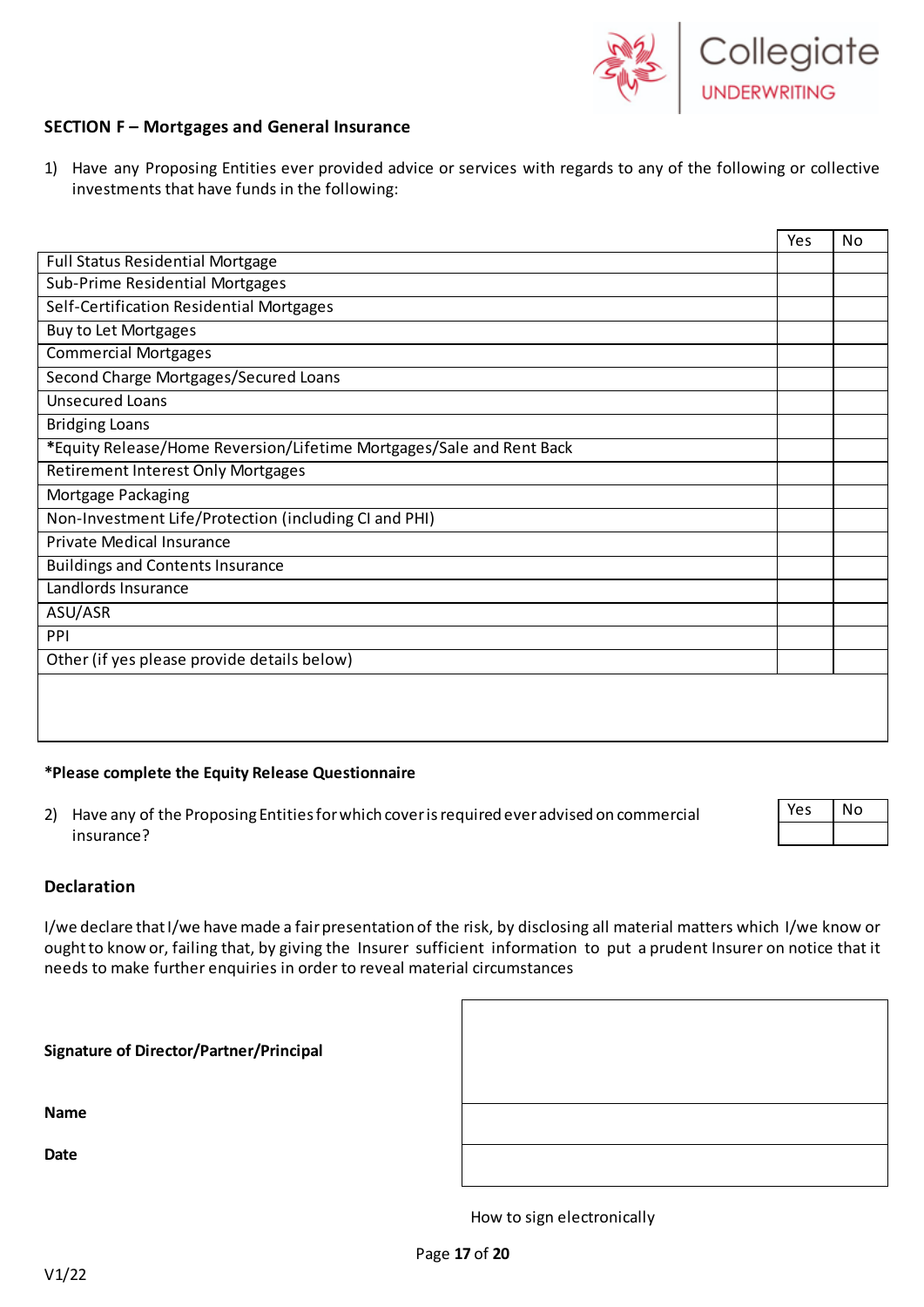## SECTION F – Mortgages and General Insurance

1) Have any Proposing Entities ever provided advice or services with regards to any of the following or collective investments that have funds in the following:

| | Yes | No |
|---|---|---|
| Full Status Residential Mortgage | | |
| Sub-Prime Residential Mortgages | | |
| Self-Certification Residential Mortgages | | |
| Buy to Let Mortgages | | |
| Commercial Mortgages | | |
| Second Charge Mortgages/Secured Loans | | |
| Unsecured Loans | | |
| Bridging Loans | | |
| *Equity Release/Home Reversion/Lifetime Mortgages/Sale and Rent Back | | |
| Retirement Interest Only Mortgages | | |
| Mortgage Packaging | | |
| Non-Investment Life/Protection (including CI and PHI) | | |
| Private Medical Insurance | | |
| Buildings and Contents Insurance | | |
| Landlords Insurance | | |
| ASU/ASR | | |
| PPI | | |
| Other (if yes please provide details below) | | |
| | | |

***Please complete the Equity Release Questionnaire**

2) Have any of the Proposing Entities for which cover is required ever advised on commercial insurance?

| Yes | No |
|---|---|
| | |

### Declaration

I/we declare that I/we have made a fair presentation of the risk, by disclosing all material matters which I/we know or ought to know or, failing that, by giving the Insurer sufficient information to put a prudent Insurer on notice that it needs to make further enquiries in order to reveal material circumstances

| | |
|---|---|
| **Signature of Director/Partner/Principal** | |
| **Name** | |
| **Date** | |

How to sign electronically

V1/22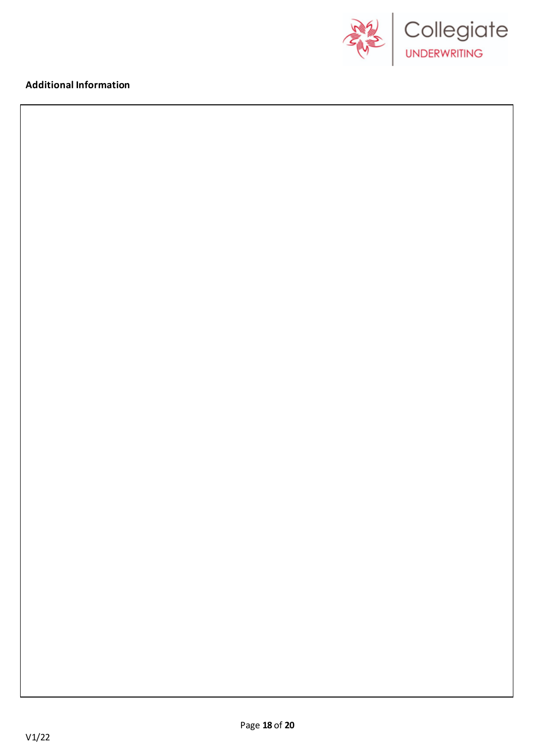**Additional Information**

V1/22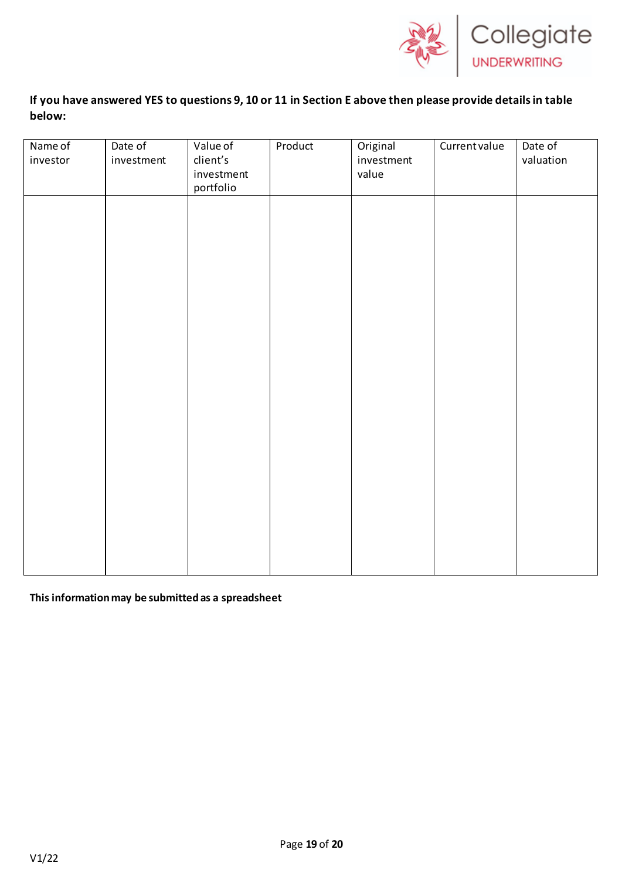**If you have answered YES to questions 9, 10 or 11 in Section E above then please provide details in table below:**

| Name of investor | Date of investment | Value of client's investment portfolio | Product | Original investment value | Current value | Date of valuation |
|---|---|---|---|---|---|---|
| | | | | | | |

**This information may be submitted as a spreadsheet**

V1/22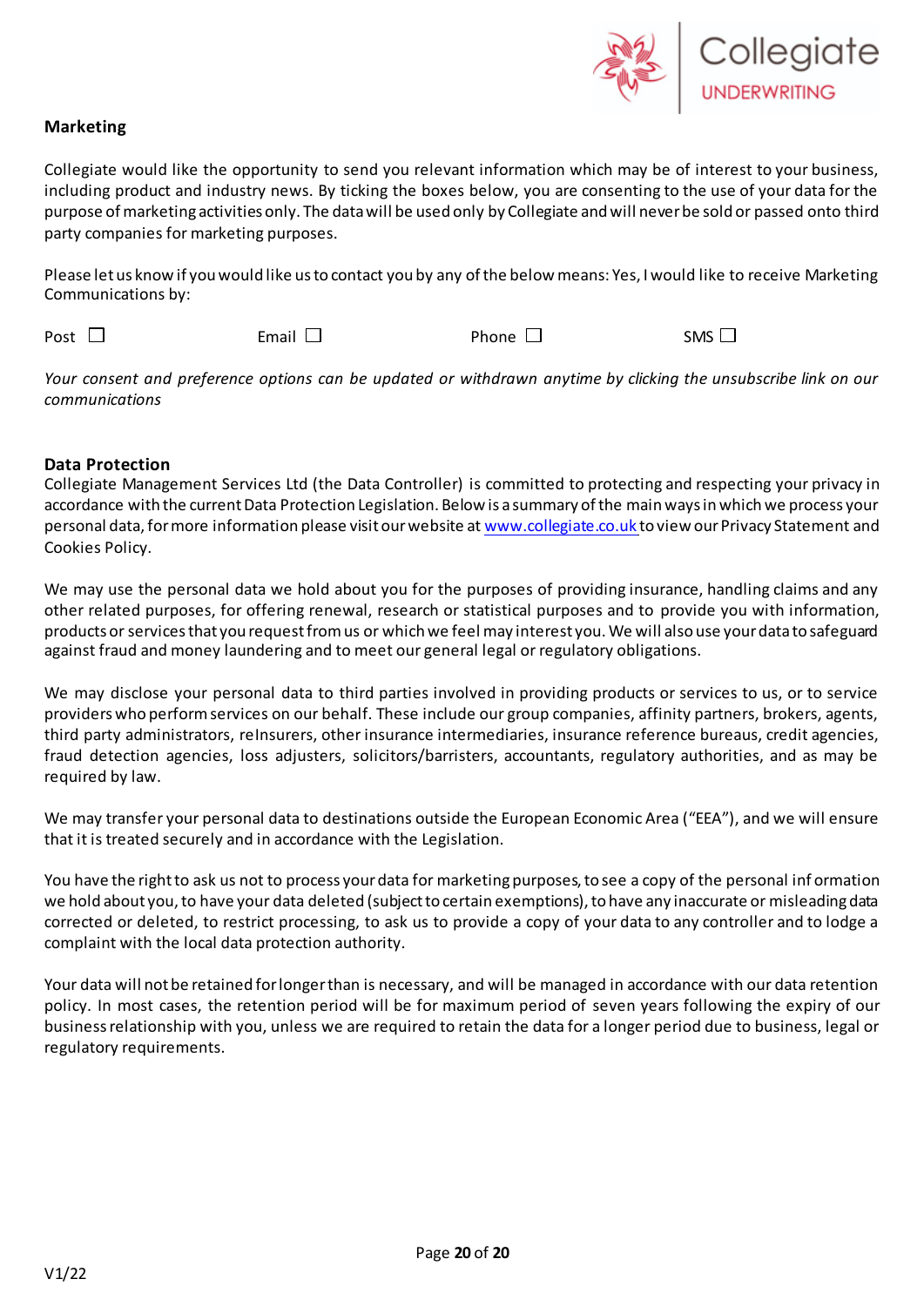## Marketing

Collegiate would like the opportunity to send you relevant information which may be of interest to your business, including product and industry news. By ticking the boxes below, you are consenting to the use of your data for the purpose of marketing activities only. The data will be used only by Collegiate and will never be sold or passed onto third party companies for marketing purposes.

Please let us know if you would like us to contact you by any of the below means: Yes, I would like to receive Marketing Communications by:

Post ☐ Email ☐ Phone ☐ SMS ☐

*Your consent and preference options can be updated or withdrawn anytime by clicking the unsubscribe link on our communications*

## Data Protection

Collegiate Management Services Ltd (the Data Controller) is committed to protecting and respecting your privacy in accordance with the current Data Protection Legislation. Below is a summary of the main ways in which we process your personal data, for more information please visit our website at www.collegiate.co.uk to view our Privacy Statement and Cookies Policy.

We may use the personal data we hold about you for the purposes of providing insurance, handling claims and any other related purposes, for offering renewal, research or statistical purposes and to provide you with information, products or services that you request from us or which we feel may interest you. We will also use your data to safeguard against fraud and money laundering and to meet our general legal or regulatory obligations.

We may disclose your personal data to third parties involved in providing products or services to us, or to service providers who perform services on our behalf. These include our group companies, affinity partners, brokers, agents, third party administrators, reInsurers, other insurance intermediaries, insurance reference bureaus, credit agencies, fraud detection agencies, loss adjusters, solicitors/barristers, accountants, regulatory authorities, and as may be required by law.

We may transfer your personal data to destinations outside the European Economic Area ("EEA"), and we will ensure that it is treated securely and in accordance with the Legislation.

You have the right to ask us not to process your data for marketing purposes, to see a copy of the personal information we hold about you, to have your data deleted (subject to certain exemptions), to have any inaccurate or misleading data corrected or deleted, to restrict processing, to ask us to provide a copy of your data to any controller and to lodge a complaint with the local data protection authority.

Your data will not be retained for longer than is necessary, and will be managed in accordance with our data retention policy. In most cases, the retention period will be for maximum period of seven years following the expiry of our business relationship with you, unless we are required to retain the data for a longer period due to business, legal or regulatory requirements.

V1/22